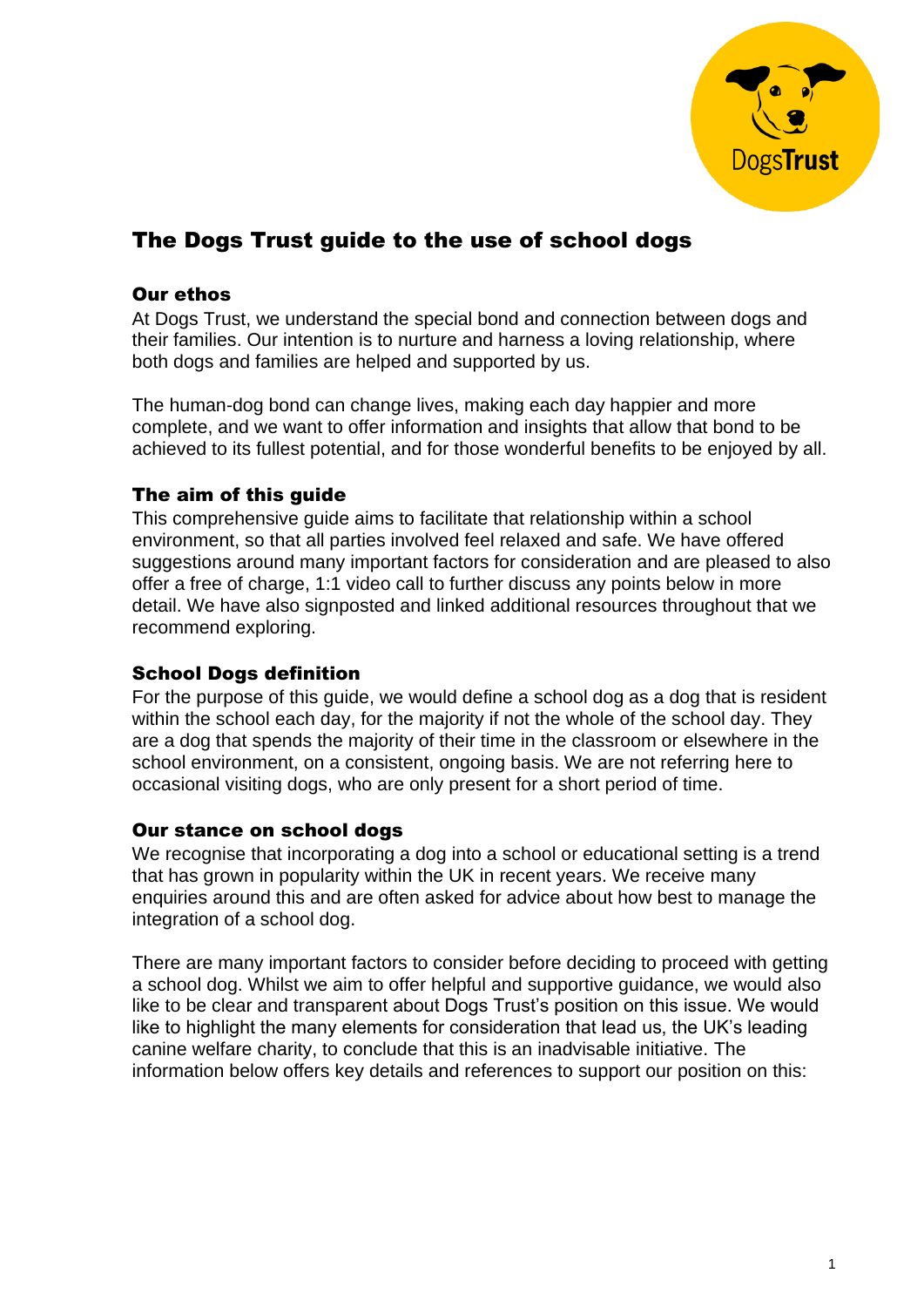# The Dogs Trust guide to the use of school dogs

## Our ethos

At Dogs Trust, we understand the special bond and connection between dogs and their families. Our intention is to nurture and harness a loving relationship, where both dogs and families are helped and supported by us.

The human-dog bond can change lives, making each day happier and more complete, and we want to offer information and insights that allow that bond to be achieved to its fullest potential, and for those wonderful benefits to be enjoyed by all.

## The aim of this guide

This comprehensive guide aims to facilitate that relationship within a school environment, so that all parties involved feel relaxed and safe. We have offered suggestions around many important factors for consideration and are pleased to also offer a free of charge, 1:1 video call to further discuss any points below in more detail. We have also signposted and linked additional resources throughout that we recommend exploring.

## School Dogs definition

For the purpose of this guide, we would define a school dog as a dog that is resident within the school each day, for the majority if not the whole of the school day. They are a dog that spends the majority of their time in the classroom or elsewhere in the school environment, on a consistent, ongoing basis. We are not referring here to occasional visiting dogs, who are only present for a short period of time.

## Our stance on school dogs

We recognise that incorporating a dog into a school or educational setting is a trend that has grown in popularity within the UK in recent years. We receive many enquiries around this and are often asked for advice about how best to manage the integration of a school dog.

There are many important factors to consider before deciding to proceed with getting a school dog. Whilst we aim to offer helpful and supportive guidance, we would also like to be clear and transparent about Dogs Trust's position on this issue. We would like to highlight the many elements for consideration that lead us, the UK's leading canine welfare charity, to conclude that this is an inadvisable initiative. The information below offers key details and references to support our position on this: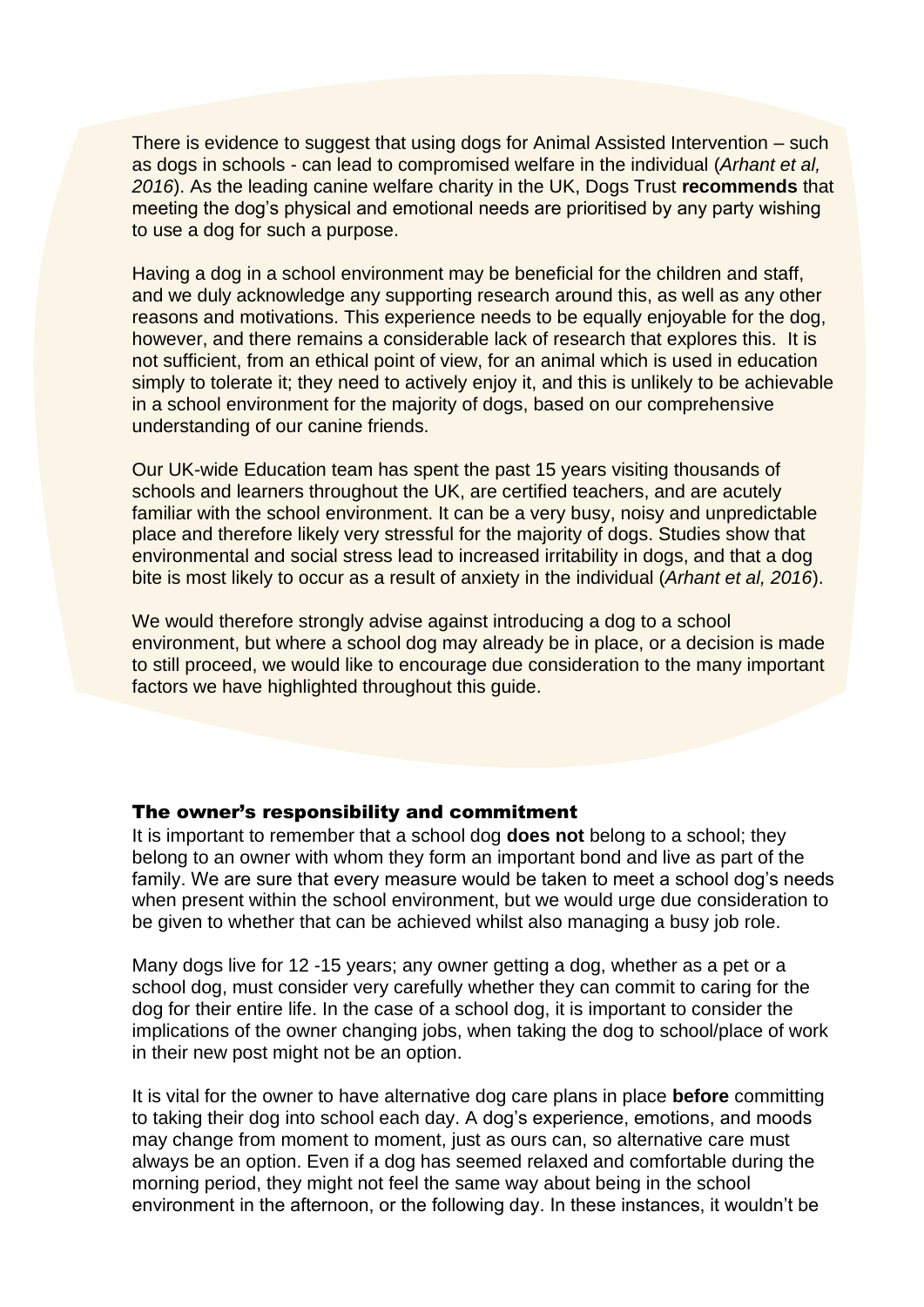There is evidence to suggest that using dogs for Animal Assisted Intervention – such as dogs in schools - can lead to compromised welfare in the individual (*Arhant et al, 2016*). As the leading canine welfare charity in the UK, Dogs Trust **recommends** that meeting the dog's physical and emotional needs are prioritised by any party wishing to use a dog for such a purpose.

Having a dog in a school environment may be beneficial for the children and staff, and we duly acknowledge any supporting research around this, as well as any other reasons and motivations. This experience needs to be equally enjoyable for the dog, however, and there remains a considerable lack of research that explores this. It is not sufficient, from an ethical point of view, for an animal which is used in education simply to tolerate it; they need to actively enjoy it, and this is unlikely to be achievable in a school environment for the majority of dogs, based on our comprehensive understanding of our canine friends.

Our UK-wide Education team has spent the past 15 years visiting thousands of schools and learners throughout the UK, are certified teachers, and are acutely familiar with the school environment. It can be a very busy, noisy and unpredictable place and therefore likely very stressful for the majority of dogs. Studies show that environmental and social stress lead to increased irritability in dogs, and that a dog bite is most likely to occur as a result of anxiety in the individual (*Arhant et al, 2016*).

We would therefore strongly advise against introducing a dog to a school environment, but where a school dog may already be in place, or a decision is made to still proceed, we would like to encourage due consideration to the many important factors we have highlighted throughout this guide.

## The owner's responsibility and commitment

It is important to remember that a school dog **does not** belong to a school; they belong to an owner with whom they form an important bond and live as part of the family. We are sure that every measure would be taken to meet a school dog's needs when present within the school environment, but we would urge due consideration to be given to whether that can be achieved whilst also managing a busy job role.

Many dogs live for 12 -15 years; any owner getting a dog, whether as a pet or a school dog, must consider very carefully whether they can commit to caring for the dog for their entire life. In the case of a school dog, it is important to consider the implications of the owner changing jobs, when taking the dog to school/place of work in their new post might not be an option.

It is vital for the owner to have alternative dog care plans in place **before** committing to taking their dog into school each day. A dog's experience, emotions, and moods may change from moment to moment, just as ours can, so alternative care must always be an option. Even if a dog has seemed relaxed and comfortable during the morning period, they might not feel the same way about being in the school environment in the afternoon, or the following day. In these instances, it wouldn't be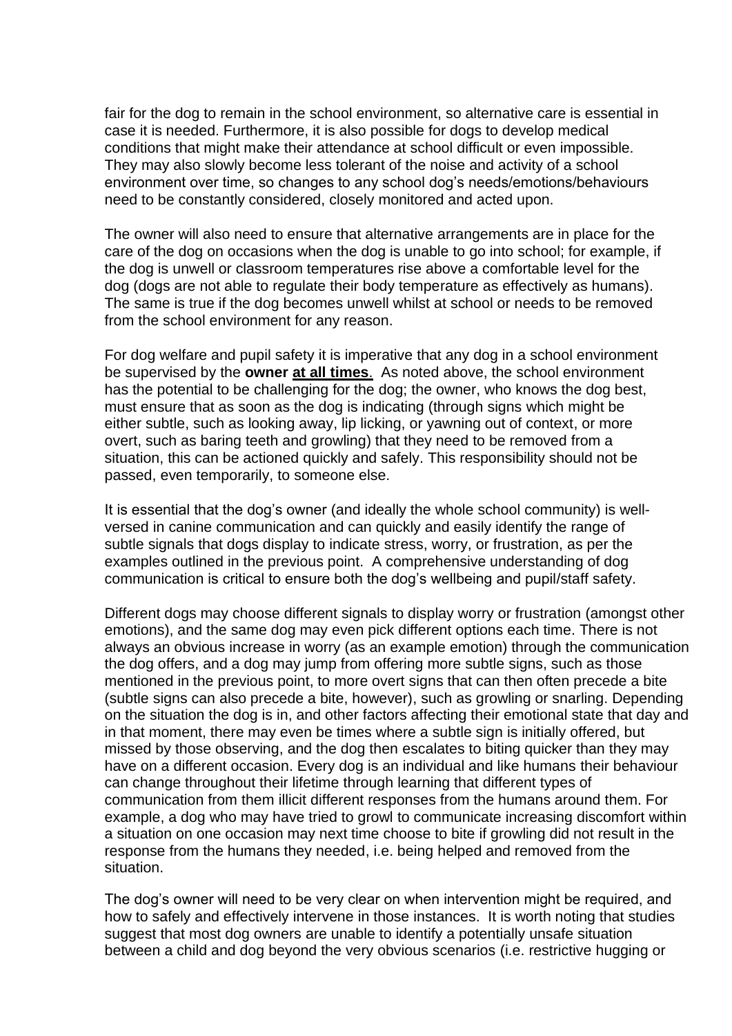fair for the dog to remain in the school environment, so alternative care is essential in case it is needed. Furthermore, it is also possible for dogs to develop medical conditions that might make their attendance at school difficult or even impossible. They may also slowly become less tolerant of the noise and activity of a school environment over time, so changes to any school dog's needs/emotions/behaviours need to be constantly considered, closely monitored and acted upon.

The owner will also need to ensure that alternative arrangements are in place for the care of the dog on occasions when the dog is unable to go into school; for example, if the dog is unwell or classroom temperatures rise above a comfortable level for the dog (dogs are not able to regulate their body temperature as effectively as humans). The same is true if the dog becomes unwell whilst at school or needs to be removed from the school environment for any reason.

For dog welfare and pupil safety it is imperative that any dog in a school environment be supervised by the **owner <u>at all times</u>**. As noted above, the school environment has the potential to be challenging for the dog; the owner, who knows the dog best, must ensure that as soon as the dog is indicating (through signs which might be either subtle, such as looking away, lip licking, or yawning out of context, or more overt, such as baring teeth and growling) that they need to be removed from a situation, this can be actioned quickly and safely. This responsibility should not be passed, even temporarily, to someone else.

It is essential that the dog's owner (and ideally the whole school community) is well-versed in canine communication and can quickly and easily identify the range of subtle signals that dogs display to indicate stress, worry, or frustration, as per the examples outlined in the previous point. A comprehensive understanding of dog communication is critical to ensure both the dog's wellbeing and pupil/staff safety.

Different dogs may choose different signals to display worry or frustration (amongst other emotions), and the same dog may even pick different options each time. There is not always an obvious increase in worry (as an example emotion) through the communication the dog offers, and a dog may jump from offering more subtle signs, such as those mentioned in the previous point, to more overt signs that can then often precede a bite (subtle signs can also precede a bite, however), such as growling or snarling. Depending on the situation the dog is in, and other factors affecting their emotional state that day and in that moment, there may even be times where a subtle sign is initially offered, but missed by those observing, and the dog then escalates to biting quicker than they may have on a different occasion. Every dog is an individual and like humans their behaviour can change throughout their lifetime through learning that different types of communication from them illicit different responses from the humans around them. For example, a dog who may have tried to growl to communicate increasing discomfort within a situation on one occasion may next time choose to bite if growling did not result in the response from the humans they needed, i.e. being helped and removed from the situation.

The dog's owner will need to be very clear on when intervention might be required, and how to safely and effectively intervene in those instances. It is worth noting that studies suggest that most dog owners are unable to identify a potentially unsafe situation between a child and dog beyond the very obvious scenarios (i.e. restrictive hugging or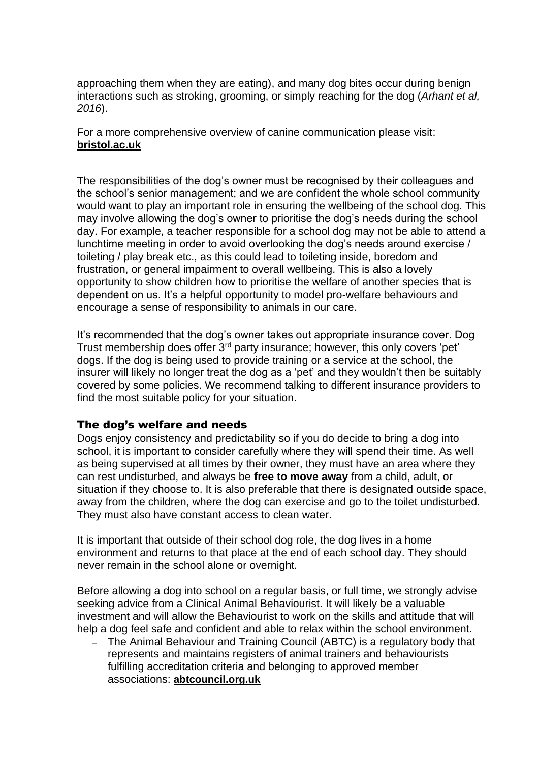approaching them when they are eating), and many dog bites occur during benign interactions such as stroking, grooming, or simply reaching for the dog (*Arhant et al, 2016*).

For a more comprehensive overview of canine communication please visit: **bristol.ac.uk**

The responsibilities of the dog's owner must be recognised by their colleagues and the school's senior management; and we are confident the whole school community would want to play an important role in ensuring the wellbeing of the school dog. This may involve allowing the dog's owner to prioritise the dog's needs during the school day. For example, a teacher responsible for a school dog may not be able to attend a lunchtime meeting in order to avoid overlooking the dog's needs around exercise / toileting / play break etc., as this could lead to toileting inside, boredom and frustration, or general impairment to overall wellbeing. This is also a lovely opportunity to show children how to prioritise the welfare of another species that is dependent on us. It's a helpful opportunity to model pro-welfare behaviours and encourage a sense of responsibility to animals in our care.

It's recommended that the dog's owner takes out appropriate insurance cover. Dog Trust membership does offer 3rd party insurance; however, this only covers 'pet' dogs. If the dog is being used to provide training or a service at the school, the insurer will likely no longer treat the dog as a 'pet' and they wouldn't then be suitably covered by some policies. We recommend talking to different insurance providers to find the most suitable policy for your situation.

## The dog's welfare and needs

Dogs enjoy consistency and predictability so if you do decide to bring a dog into school, it is important to consider carefully where they will spend their time. As well as being supervised at all times by their owner, they must have an area where they can rest undisturbed, and always be **free to move away** from a child, adult, or situation if they choose to. It is also preferable that there is designated outside space, away from the children, where the dog can exercise and go to the toilet undisturbed. They must also have constant access to clean water.

It is important that outside of their school dog role, the dog lives in a home environment and returns to that place at the end of each school day. They should never remain in the school alone or overnight.

Before allowing a dog into school on a regular basis, or full time, we strongly advise seeking advice from a Clinical Animal Behaviourist. It will likely be a valuable investment and will allow the Behaviourist to work on the skills and attitude that will help a dog feel safe and confident and able to relax within the school environment.

- The Animal Behaviour and Training Council (ABTC) is a regulatory body that represents and maintains registers of animal trainers and behaviourists fulfilling accreditation criteria and belonging to approved member associations: **abtcouncil.org.uk**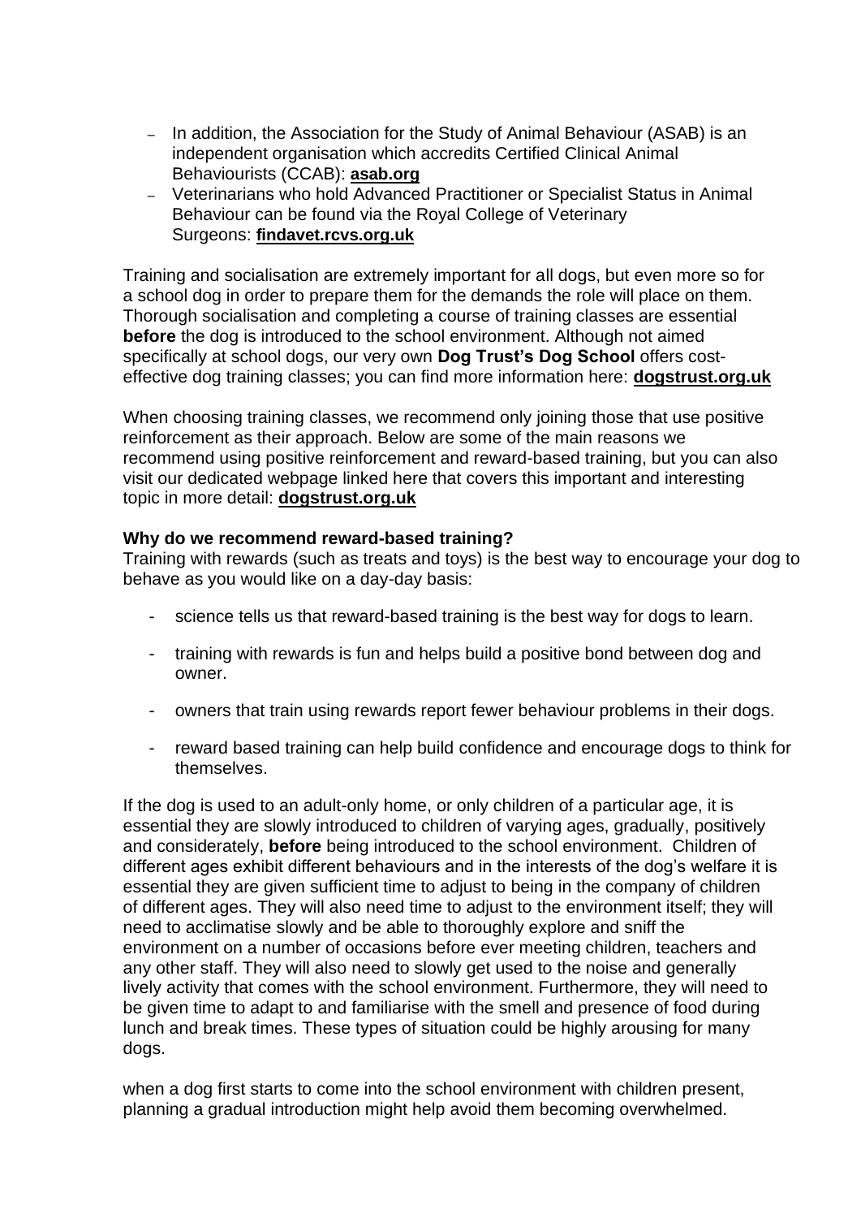- In addition, the Association for the Study of Animal Behaviour (ASAB) is an independent organisation which accredits Certified Clinical Animal Behaviourists (CCAB): **asab.org**
- Veterinarians who hold Advanced Practitioner or Specialist Status in Animal Behaviour can be found via the Royal College of Veterinary Surgeons: **findavet.rcvs.org.uk**

Training and socialisation are extremely important for all dogs, but even more so for a school dog in order to prepare them for the demands the role will place on them. Thorough socialisation and completing a course of training classes are essential **before** the dog is introduced to the school environment. Although not aimed specifically at school dogs, our very own **Dog Trust's Dog School** offers cost-effective dog training classes; you can find more information here: **dogstrust.org.uk**

When choosing training classes, we recommend only joining those that use positive reinforcement as their approach. Below are some of the main reasons we recommend using positive reinforcement and reward-based training, but you can also visit our dedicated webpage linked here that covers this important and interesting topic in more detail: **dogstrust.org.uk**

**Why do we recommend reward-based training?**
Training with rewards (such as treats and toys) is the best way to encourage your dog to behave as you would like on a day-day basis:

- science tells us that reward-based training is the best way for dogs to learn.
- training with rewards is fun and helps build a positive bond between dog and owner.
- owners that train using rewards report fewer behaviour problems in their dogs.
- reward based training can help build confidence and encourage dogs to think for themselves.

If the dog is used to an adult-only home, or only children of a particular age, it is essential they are slowly introduced to children of varying ages, gradually, positively and considerately, **before** being introduced to the school environment. Children of different ages exhibit different behaviours and in the interests of the dog's welfare it is essential they are given sufficient time to adjust to being in the company of children of different ages. They will also need time to adjust to the environment itself; they will need to acclimatise slowly and be able to thoroughly explore and sniff the environment on a number of occasions before ever meeting children, teachers and any other staff. They will also need to slowly get used to the noise and generally lively activity that comes with the school environment. Furthermore, they will need to be given time to adapt to and familiarise with the smell and presence of food during lunch and break times. These types of situation could be highly arousing for many dogs.

when a dog first starts to come into the school environment with children present, planning a gradual introduction might help avoid them becoming overwhelmed.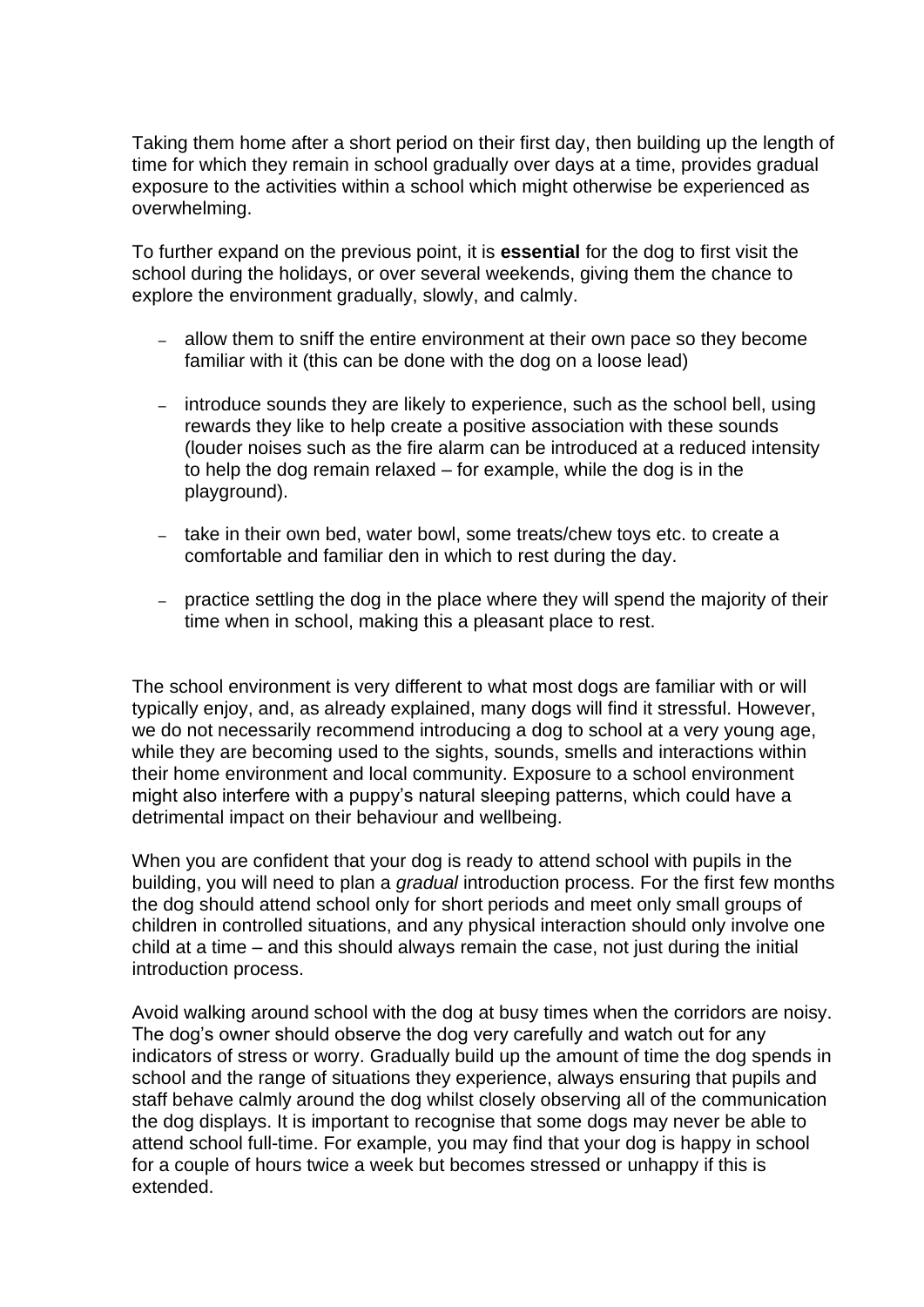Taking them home after a short period on their first day, then building up the length of time for which they remain in school gradually over days at a time, provides gradual exposure to the activities within a school which might otherwise be experienced as overwhelming.

To further expand on the previous point, it is **essential** for the dog to first visit the school during the holidays, or over several weekends, giving them the chance to explore the environment gradually, slowly, and calmly.

- allow them to sniff the entire environment at their own pace so they become familiar with it (this can be done with the dog on a loose lead)
- introduce sounds they are likely to experience, such as the school bell, using rewards they like to help create a positive association with these sounds (louder noises such as the fire alarm can be introduced at a reduced intensity to help the dog remain relaxed – for example, while the dog is in the playground).
- take in their own bed, water bowl, some treats/chew toys etc. to create a comfortable and familiar den in which to rest during the day.
- practice settling the dog in the place where they will spend the majority of their time when in school, making this a pleasant place to rest.

The school environment is very different to what most dogs are familiar with or will typically enjoy, and, as already explained, many dogs will find it stressful. However, we do not necessarily recommend introducing a dog to school at a very young age, while they are becoming used to the sights, sounds, smells and interactions within their home environment and local community. Exposure to a school environment might also interfere with a puppy's natural sleeping patterns, which could have a detrimental impact on their behaviour and wellbeing.

When you are confident that your dog is ready to attend school with pupils in the building, you will need to plan a *gradual* introduction process. For the first few months the dog should attend school only for short periods and meet only small groups of children in controlled situations, and any physical interaction should only involve one child at a time – and this should always remain the case, not just during the initial introduction process.

Avoid walking around school with the dog at busy times when the corridors are noisy. The dog's owner should observe the dog very carefully and watch out for any indicators of stress or worry. Gradually build up the amount of time the dog spends in school and the range of situations they experience, always ensuring that pupils and staff behave calmly around the dog whilst closely observing all of the communication the dog displays. It is important to recognise that some dogs may never be able to attend school full-time. For example, you may find that your dog is happy in school for a couple of hours twice a week but becomes stressed or unhappy if this is extended.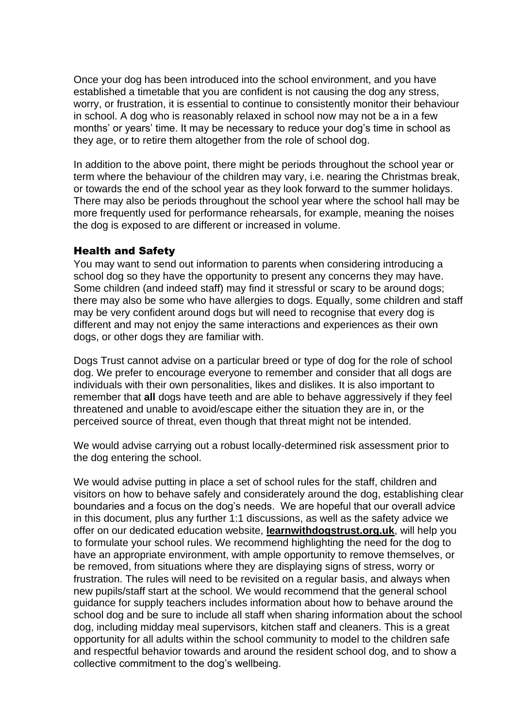Once your dog has been introduced into the school environment, and you have established a timetable that you are confident is not causing the dog any stress, worry, or frustration, it is essential to continue to consistently monitor their behaviour in school. A dog who is reasonably relaxed in school now may not be a in a few months' or years' time. It may be necessary to reduce your dog's time in school as they age, or to retire them altogether from the role of school dog.

In addition to the above point, there might be periods throughout the school year or term where the behaviour of the children may vary, i.e. nearing the Christmas break, or towards the end of the school year as they look forward to the summer holidays. There may also be periods throughout the school year where the school hall may be more frequently used for performance rehearsals, for example, meaning the noises the dog is exposed to are different or increased in volume.

## Health and Safety

You may want to send out information to parents when considering introducing a school dog so they have the opportunity to present any concerns they may have. Some children (and indeed staff) may find it stressful or scary to be around dogs; there may also be some who have allergies to dogs. Equally, some children and staff may be very confident around dogs but will need to recognise that every dog is different and may not enjoy the same interactions and experiences as their own dogs, or other dogs they are familiar with.

Dogs Trust cannot advise on a particular breed or type of dog for the role of school dog. We prefer to encourage everyone to remember and consider that all dogs are individuals with their own personalities, likes and dislikes. It is also important to remember that **all** dogs have teeth and are able to behave aggressively if they feel threatened and unable to avoid/escape either the situation they are in, or the perceived source of threat, even though that threat might not be intended.

We would advise carrying out a robust locally-determined risk assessment prior to the dog entering the school.

We would advise putting in place a set of school rules for the staff, children and visitors on how to behave safely and considerately around the dog, establishing clear boundaries and a focus on the dog's needs. We are hopeful that our overall advice in this document, plus any further 1:1 discussions, as well as the safety advice we offer on our dedicated education website, **learnwithdogstrust.org.uk**, will help you to formulate your school rules. We recommend highlighting the need for the dog to have an appropriate environment, with ample opportunity to remove themselves, or be removed, from situations where they are displaying signs of stress, worry or frustration. The rules will need to be revisited on a regular basis, and always when new pupils/staff start at the school. We would recommend that the general school guidance for supply teachers includes information about how to behave around the school dog and be sure to include all staff when sharing information about the school dog, including midday meal supervisors, kitchen staff and cleaners. This is a great opportunity for all adults within the school community to model to the children safe and respectful behavior towards and around the resident school dog, and to show a collective commitment to the dog's wellbeing.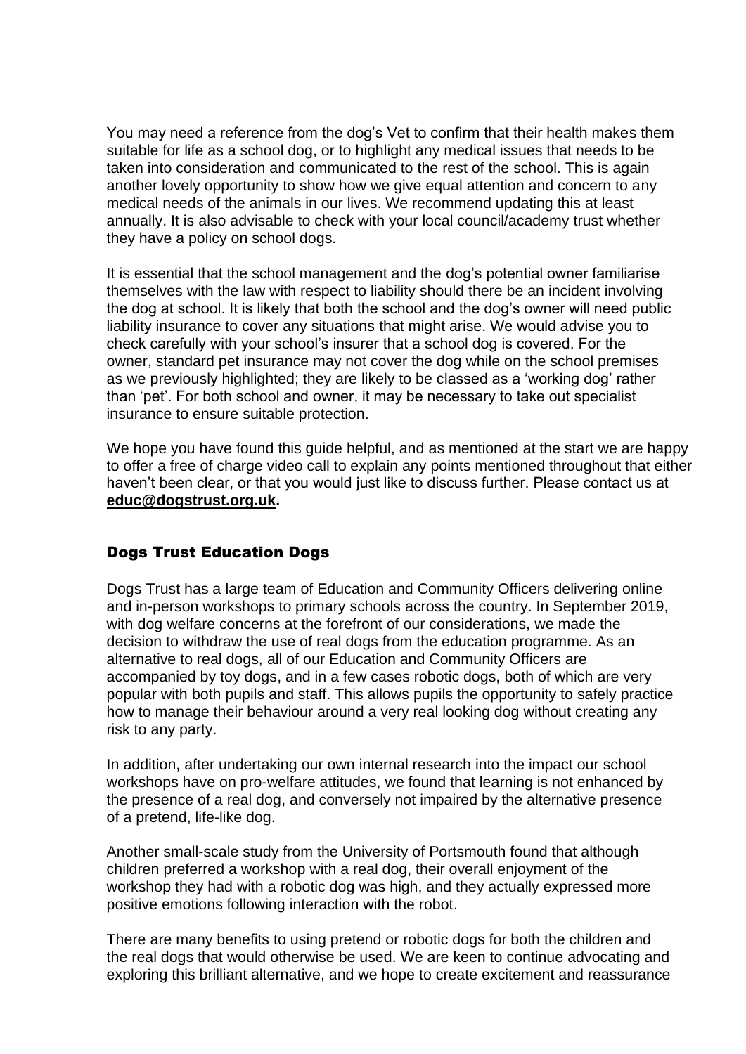You may need a reference from the dog's Vet to confirm that their health makes them suitable for life as a school dog, or to highlight any medical issues that needs to be taken into consideration and communicated to the rest of the school. This is again another lovely opportunity to show how we give equal attention and concern to any medical needs of the animals in our lives. We recommend updating this at least annually. It is also advisable to check with your local council/academy trust whether they have a policy on school dogs.

It is essential that the school management and the dog's potential owner familiarise themselves with the law with respect to liability should there be an incident involving the dog at school. It is likely that both the school and the dog's owner will need public liability insurance to cover any situations that might arise. We would advise you to check carefully with your school's insurer that a school dog is covered. For the owner, standard pet insurance may not cover the dog while on the school premises as we previously highlighted; they are likely to be classed as a 'working dog' rather than 'pet'. For both school and owner, it may be necessary to take out specialist insurance to ensure suitable protection.

We hope you have found this guide helpful, and as mentioned at the start we are happy to offer a free of charge video call to explain any points mentioned throughout that either haven't been clear, or that you would just like to discuss further. Please contact us at **educ@dogstrust.org.uk.**

## Dogs Trust Education Dogs

Dogs Trust has a large team of Education and Community Officers delivering online and in-person workshops to primary schools across the country. In September 2019, with dog welfare concerns at the forefront of our considerations, we made the decision to withdraw the use of real dogs from the education programme. As an alternative to real dogs, all of our Education and Community Officers are accompanied by toy dogs, and in a few cases robotic dogs, both of which are very popular with both pupils and staff. This allows pupils the opportunity to safely practice how to manage their behaviour around a very real looking dog without creating any risk to any party.

In addition, after undertaking our own internal research into the impact our school workshops have on pro-welfare attitudes, we found that learning is not enhanced by the presence of a real dog, and conversely not impaired by the alternative presence of a pretend, life-like dog.

Another small-scale study from the University of Portsmouth found that although children preferred a workshop with a real dog, their overall enjoyment of the workshop they had with a robotic dog was high, and they actually expressed more positive emotions following interaction with the robot.

There are many benefits to using pretend or robotic dogs for both the children and the real dogs that would otherwise be used. We are keen to continue advocating and exploring this brilliant alternative, and we hope to create excitement and reassurance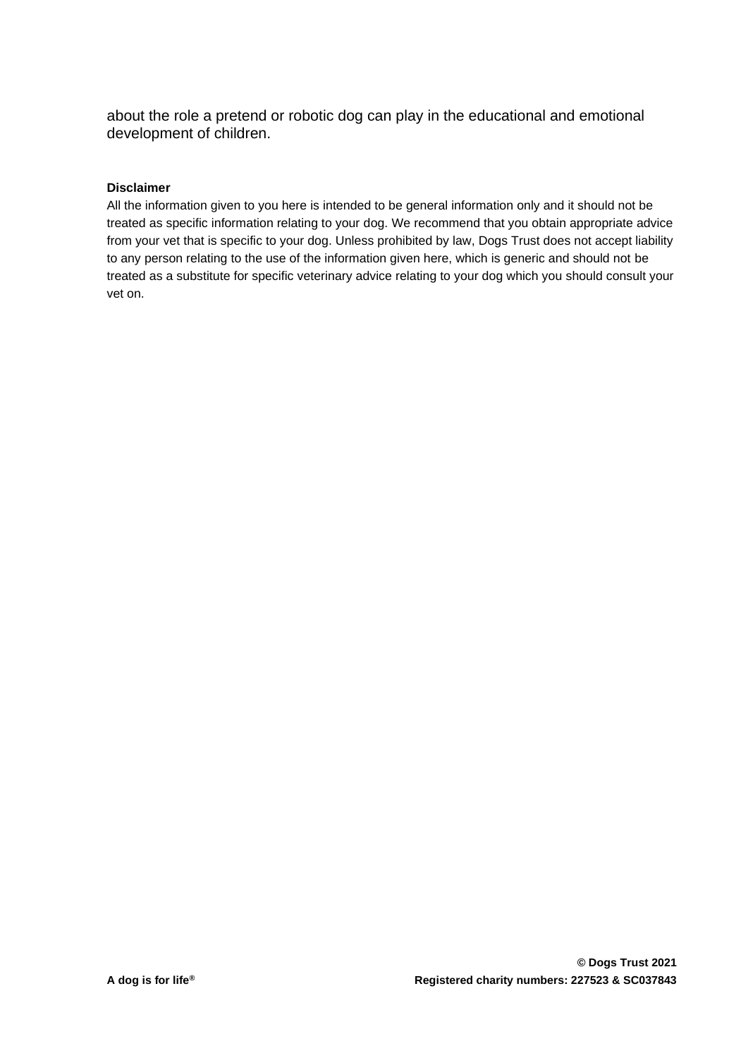about the role a pretend or robotic dog can play in the educational and emotional development of children.

**Disclaimer**

All the information given to you here is intended to be general information only and it should not be treated as specific information relating to your dog. We recommend that you obtain appropriate advice from your vet that is specific to your dog. Unless prohibited by law, Dogs Trust does not accept liability to any person relating to the use of the information given here, which is generic and should not be treated as a substitute for specific veterinary advice relating to your dog which you should consult your vet on.

**© Dogs Trust 2021**

**A dog is for life®** **Registered charity numbers: 227523 & SC037843**